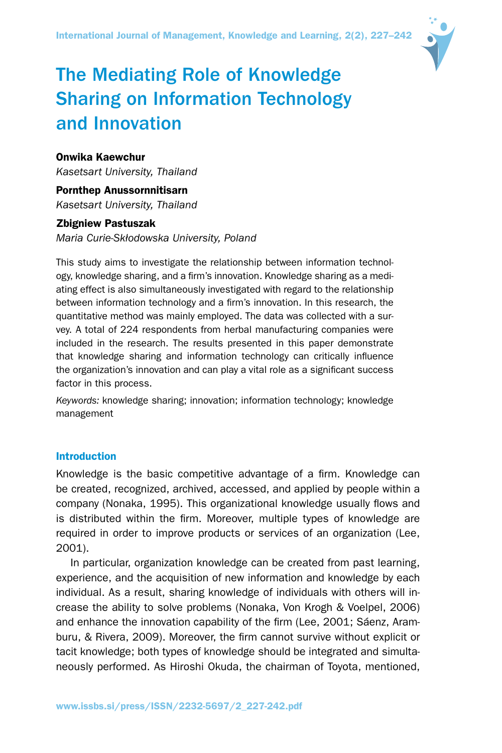# The Mediating Role of Knowledge Sharing on Information Technology and Innovation

**Onwika Kaewchur**
*Kasetsart University, Thailand*

**Pornthep Anussornnitisarn**
*Kasetsart University, Thailand*

**Zbigniew Pastuszak**
*Maria Curie-Skłodowska University, Poland*

This study aims to investigate the relationship between information technology, knowledge sharing, and a firm's innovation. Knowledge sharing as a mediating effect is also simultaneously investigated with regard to the relationship between information technology and a firm's innovation. In this research, the quantitative method was mainly employed. The data was collected with a survey. A total of 224 respondents from herbal manufacturing companies were included in the research. The results presented in this paper demonstrate that knowledge sharing and information technology can critically influence the organization's innovation and can play a vital role as a significant success factor in this process.

*Keywords:* knowledge sharing; innovation; information technology; knowledge management

## Introduction

Knowledge is the basic competitive advantage of a firm. Knowledge can be created, recognized, archived, accessed, and applied by people within a company (Nonaka, 1995). This organizational knowledge usually flows and is distributed within the firm. Moreover, multiple types of knowledge are required in order to improve products or services of an organization (Lee, 2001).

In particular, organization knowledge can be created from past learning, experience, and the acquisition of new information and knowledge by each individual. As a result, sharing knowledge of individuals with others will increase the ability to solve problems (Nonaka, Von Krogh & Voelpel, 2006) and enhance the innovation capability of the firm (Lee, 2001; Sáenz, Aramburu, & Rivera, 2009). Moreover, the firm cannot survive without explicit or tacit knowledge; both types of knowledge should be integrated and simultaneously performed. As Hiroshi Okuda, the chairman of Toyota, mentioned,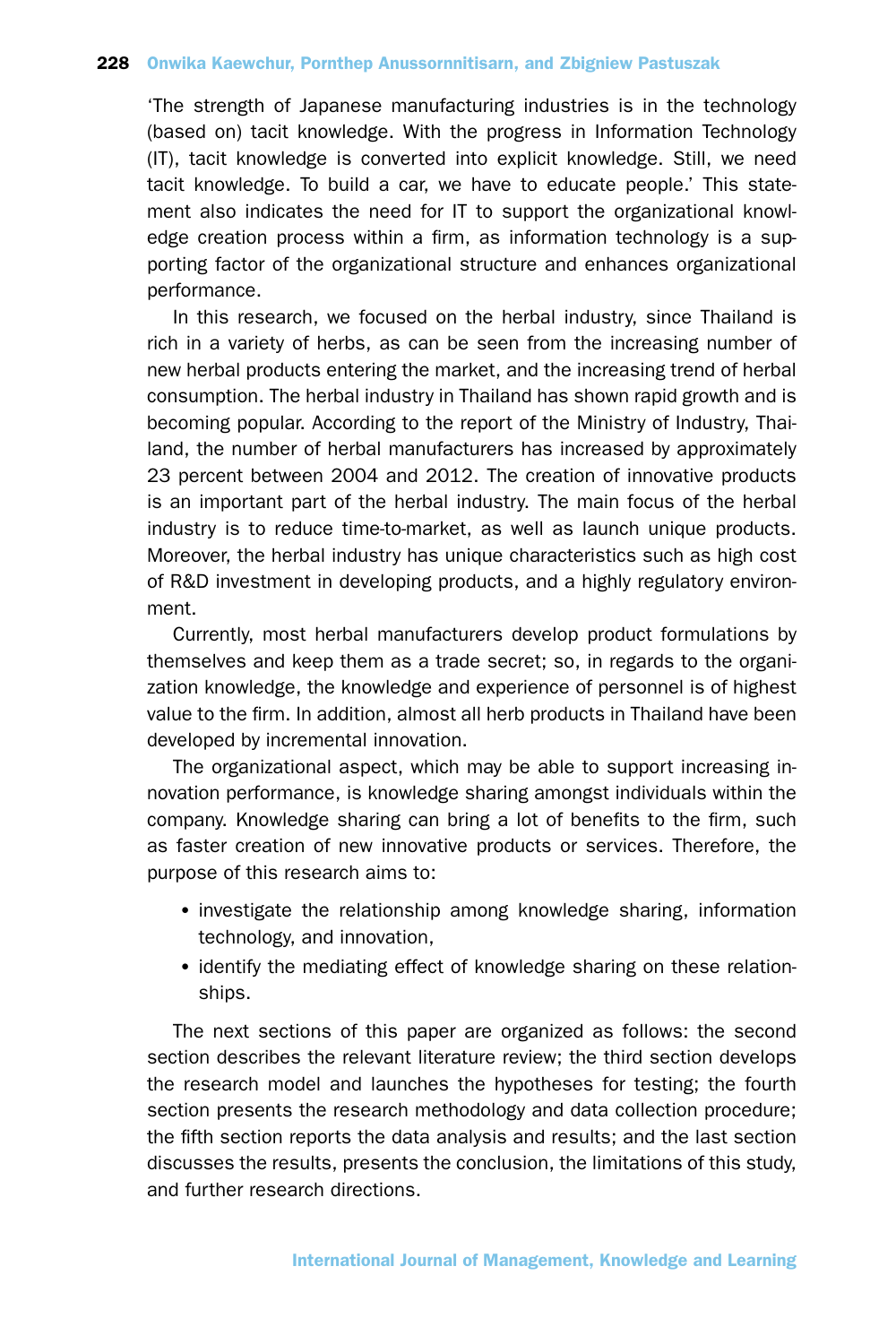'The strength of Japanese manufacturing industries is in the technology (based on) tacit knowledge. With the progress in Information Technology (IT), tacit knowledge is converted into explicit knowledge. Still, we need tacit knowledge. To build a car, we have to educate people.' This statement also indicates the need for IT to support the organizational knowledge creation process within a firm, as information technology is a supporting factor of the organizational structure and enhances organizational performance.

In this research, we focused on the herbal industry, since Thailand is rich in a variety of herbs, as can be seen from the increasing number of new herbal products entering the market, and the increasing trend of herbal consumption. The herbal industry in Thailand has shown rapid growth and is becoming popular. According to the report of the Ministry of Industry, Thailand, the number of herbal manufacturers has increased by approximately 23 percent between 2004 and 2012. The creation of innovative products is an important part of the herbal industry. The main focus of the herbal industry is to reduce time-to-market, as well as launch unique products. Moreover, the herbal industry has unique characteristics such as high cost of R&D investment in developing products, and a highly regulatory environment.

Currently, most herbal manufacturers develop product formulations by themselves and keep them as a trade secret; so, in regards to the organization knowledge, the knowledge and experience of personnel is of highest value to the firm. In addition, almost all herb products in Thailand have been developed by incremental innovation.

The organizational aspect, which may be able to support increasing innovation performance, is knowledge sharing amongst individuals within the company. Knowledge sharing can bring a lot of benefits to the firm, such as faster creation of new innovative products or services. Therefore, the purpose of this research aims to:

- investigate the relationship among knowledge sharing, information technology, and innovation,
- identify the mediating effect of knowledge sharing on these relationships.

The next sections of this paper are organized as follows: the second section describes the relevant literature review; the third section develops the research model and launches the hypotheses for testing; the fourth section presents the research methodology and data collection procedure; the fifth section reports the data analysis and results; and the last section discusses the results, presents the conclusion, the limitations of this study, and further research directions.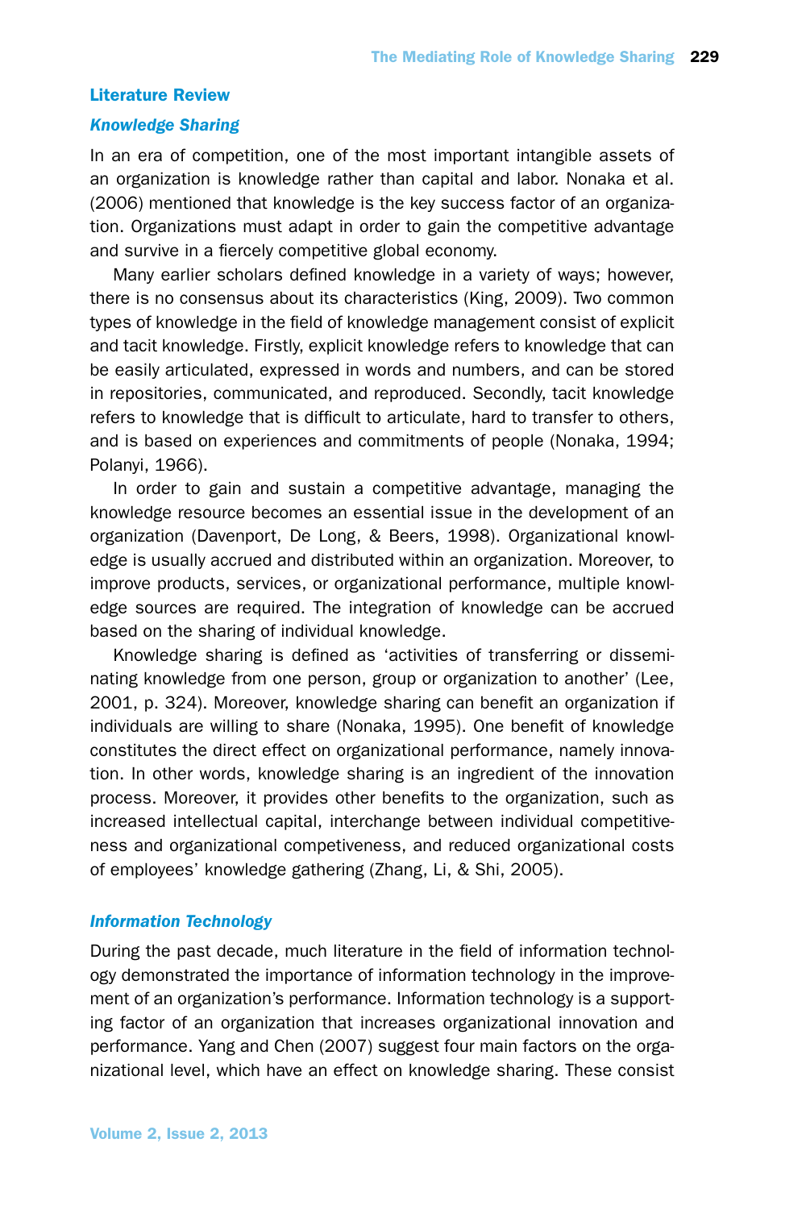## Literature Review

### *Knowledge Sharing*

In an era of competition, one of the most important intangible assets of an organization is knowledge rather than capital and labor. Nonaka et al. (2006) mentioned that knowledge is the key success factor of an organization. Organizations must adapt in order to gain the competitive advantage and survive in a fiercely competitive global economy.

Many earlier scholars defined knowledge in a variety of ways; however, there is no consensus about its characteristics (King, 2009). Two common types of knowledge in the field of knowledge management consist of explicit and tacit knowledge. Firstly, explicit knowledge refers to knowledge that can be easily articulated, expressed in words and numbers, and can be stored in repositories, communicated, and reproduced. Secondly, tacit knowledge refers to knowledge that is difficult to articulate, hard to transfer to others, and is based on experiences and commitments of people (Nonaka, 1994; Polanyi, 1966).

In order to gain and sustain a competitive advantage, managing the knowledge resource becomes an essential issue in the development of an organization (Davenport, De Long, & Beers, 1998). Organizational knowledge is usually accrued and distributed within an organization. Moreover, to improve products, services, or organizational performance, multiple knowledge sources are required. The integration of knowledge can be accrued based on the sharing of individual knowledge.

Knowledge sharing is defined as 'activities of transferring or disseminating knowledge from one person, group or organization to another' (Lee, 2001, p. 324). Moreover, knowledge sharing can benefit an organization if individuals are willing to share (Nonaka, 1995). One benefit of knowledge constitutes the direct effect on organizational performance, namely innovation. In other words, knowledge sharing is an ingredient of the innovation process. Moreover, it provides other benefits to the organization, such as increased intellectual capital, interchange between individual competitiveness and organizational competiveness, and reduced organizational costs of employees' knowledge gathering (Zhang, Li, & Shi, 2005).

### *Information Technology*

During the past decade, much literature in the field of information technology demonstrated the importance of information technology in the improvement of an organization's performance. Information technology is a supporting factor of an organization that increases organizational innovation and performance. Yang and Chen (2007) suggest four main factors on the organizational level, which have an effect on knowledge sharing. These consist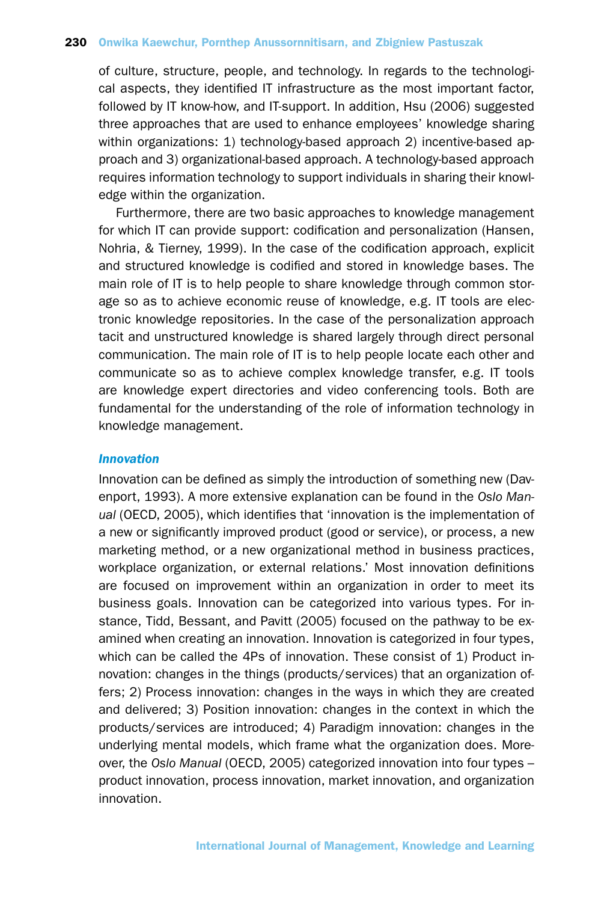of culture, structure, people, and technology. In regards to the technological aspects, they identified IT infrastructure as the most important factor, followed by IT know-how, and IT-support. In addition, Hsu (2006) suggested three approaches that are used to enhance employees' knowledge sharing within organizations: 1) technology-based approach 2) incentive-based approach and 3) organizational-based approach. A technology-based approach requires information technology to support individuals in sharing their knowledge within the organization.

Furthermore, there are two basic approaches to knowledge management for which IT can provide support: codification and personalization (Hansen, Nohria, & Tierney, 1999). In the case of the codification approach, explicit and structured knowledge is codified and stored in knowledge bases. The main role of IT is to help people to share knowledge through common storage so as to achieve economic reuse of knowledge, e.g. IT tools are electronic knowledge repositories. In the case of the personalization approach tacit and unstructured knowledge is shared largely through direct personal communication. The main role of IT is to help people locate each other and communicate so as to achieve complex knowledge transfer, e.g. IT tools are knowledge expert directories and video conferencing tools. Both are fundamental for the understanding of the role of information technology in knowledge management.

### *Innovation*

Innovation can be defined as simply the introduction of something new (Davenport, 1993). A more extensive explanation can be found in the *Oslo Manual* (OECD, 2005), which identifies that 'innovation is the implementation of a new or significantly improved product (good or service), or process, a new marketing method, or a new organizational method in business practices, workplace organization, or external relations.' Most innovation definitions are focused on improvement within an organization in order to meet its business goals. Innovation can be categorized into various types. For instance, Tidd, Bessant, and Pavitt (2005) focused on the pathway to be examined when creating an innovation. Innovation is categorized in four types, which can be called the 4Ps of innovation. These consist of 1) Product innovation: changes in the things (products/services) that an organization offers; 2) Process innovation: changes in the ways in which they are created and delivered; 3) Position innovation: changes in the context in which the products/services are introduced; 4) Paradigm innovation: changes in the underlying mental models, which frame what the organization does. Moreover, the *Oslo Manual* (OECD, 2005) categorized innovation into four types – product innovation, process innovation, market innovation, and organization innovation.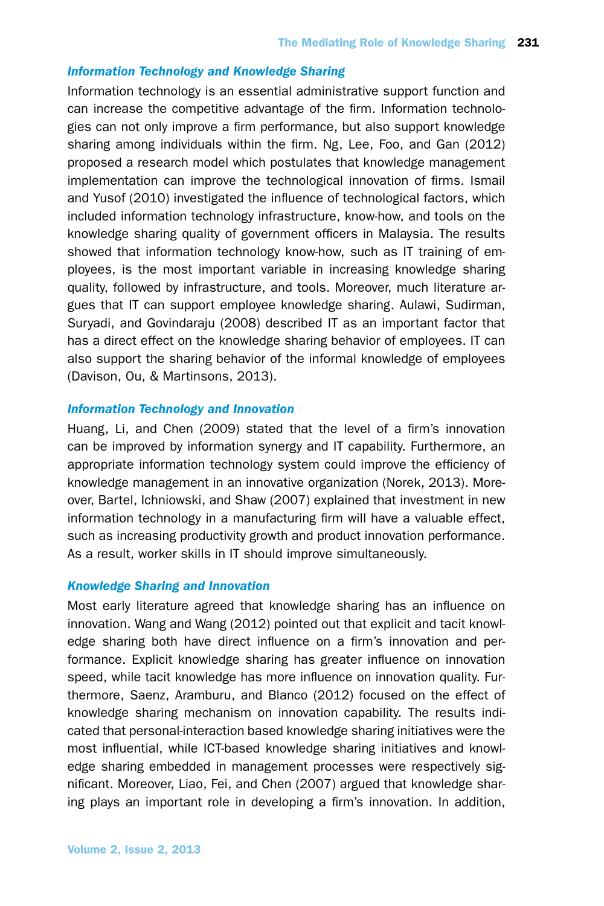### *Information Technology and Knowledge Sharing*

Information technology is an essential administrative support function and can increase the competitive advantage of the firm. Information technologies can not only improve a firm performance, but also support knowledge sharing among individuals within the firm. Ng, Lee, Foo, and Gan (2012) proposed a research model which postulates that knowledge management implementation can improve the technological innovation of firms. Ismail and Yusof (2010) investigated the influence of technological factors, which included information technology infrastructure, know-how, and tools on the knowledge sharing quality of government officers in Malaysia. The results showed that information technology know-how, such as IT training of employees, is the most important variable in increasing knowledge sharing quality, followed by infrastructure, and tools. Moreover, much literature argues that IT can support employee knowledge sharing. Aulawi, Sudirman, Suryadi, and Govindaraju (2008) described IT as an important factor that has a direct effect on the knowledge sharing behavior of employees. IT can also support the sharing behavior of the informal knowledge of employees (Davison, Ou, & Martinsons, 2013).

### *Information Technology and Innovation*

Huang, Li, and Chen (2009) stated that the level of a firm's innovation can be improved by information synergy and IT capability. Furthermore, an appropriate information technology system could improve the efficiency of knowledge management in an innovative organization (Norek, 2013). Moreover, Bartel, Ichniowski, and Shaw (2007) explained that investment in new information technology in a manufacturing firm will have a valuable effect, such as increasing productivity growth and product innovation performance. As a result, worker skills in IT should improve simultaneously.

### *Knowledge Sharing and Innovation*

Most early literature agreed that knowledge sharing has an influence on innovation. Wang and Wang (2012) pointed out that explicit and tacit knowledge sharing both have direct influence on a firm's innovation and performance. Explicit knowledge sharing has greater influence on innovation speed, while tacit knowledge has more influence on innovation quality. Furthermore, Saenz, Aramburu, and Blanco (2012) focused on the effect of knowledge sharing mechanism on innovation capability. The results indicated that personal-interaction based knowledge sharing initiatives were the most influential, while ICT-based knowledge sharing initiatives and knowledge sharing embedded in management processes were respectively significant. Moreover, Liao, Fei, and Chen (2007) argued that knowledge sharing plays an important role in developing a firm's innovation. In addition,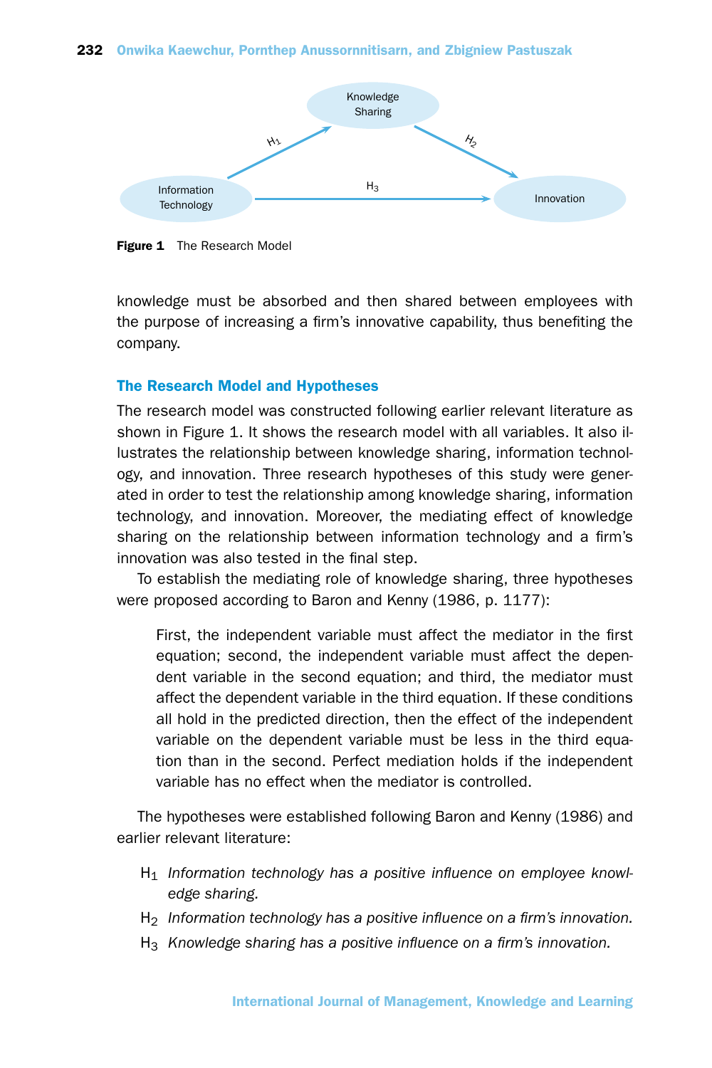Figure 1 The Research Model

knowledge must be absorbed and then shared between employees with the purpose of increasing a firm's innovative capability, thus benefiting the company.

## The Research Model and Hypotheses

The research model was constructed following earlier relevant literature as shown in Figure 1. It shows the research model with all variables. It also illustrates the relationship between knowledge sharing, information technology, and innovation. Three research hypotheses of this study were generated in order to test the relationship among knowledge sharing, information technology, and innovation. Moreover, the mediating effect of knowledge sharing on the relationship between information technology and a firm's innovation was also tested in the final step.

To establish the mediating role of knowledge sharing, three hypotheses were proposed according to Baron and Kenny (1986, p. 1177):

> First, the independent variable must affect the mediator in the first equation; second, the independent variable must affect the dependent variable in the second equation; and third, the mediator must affect the dependent variable in the third equation. If these conditions all hold in the predicted direction, then the effect of the independent variable on the dependent variable must be less in the third equation than in the second. Perfect mediation holds if the independent variable has no effect when the mediator is controlled.

The hypotheses were established following Baron and Kenny (1986) and earlier relevant literature:

- $H_1$ *Information technology has a positive influence on employee knowledge sharing.*
- $H_2$ *Information technology has a positive influence on a firm's innovation.*
- $H_3$ *Knowledge sharing has a positive influence on a firm's innovation.*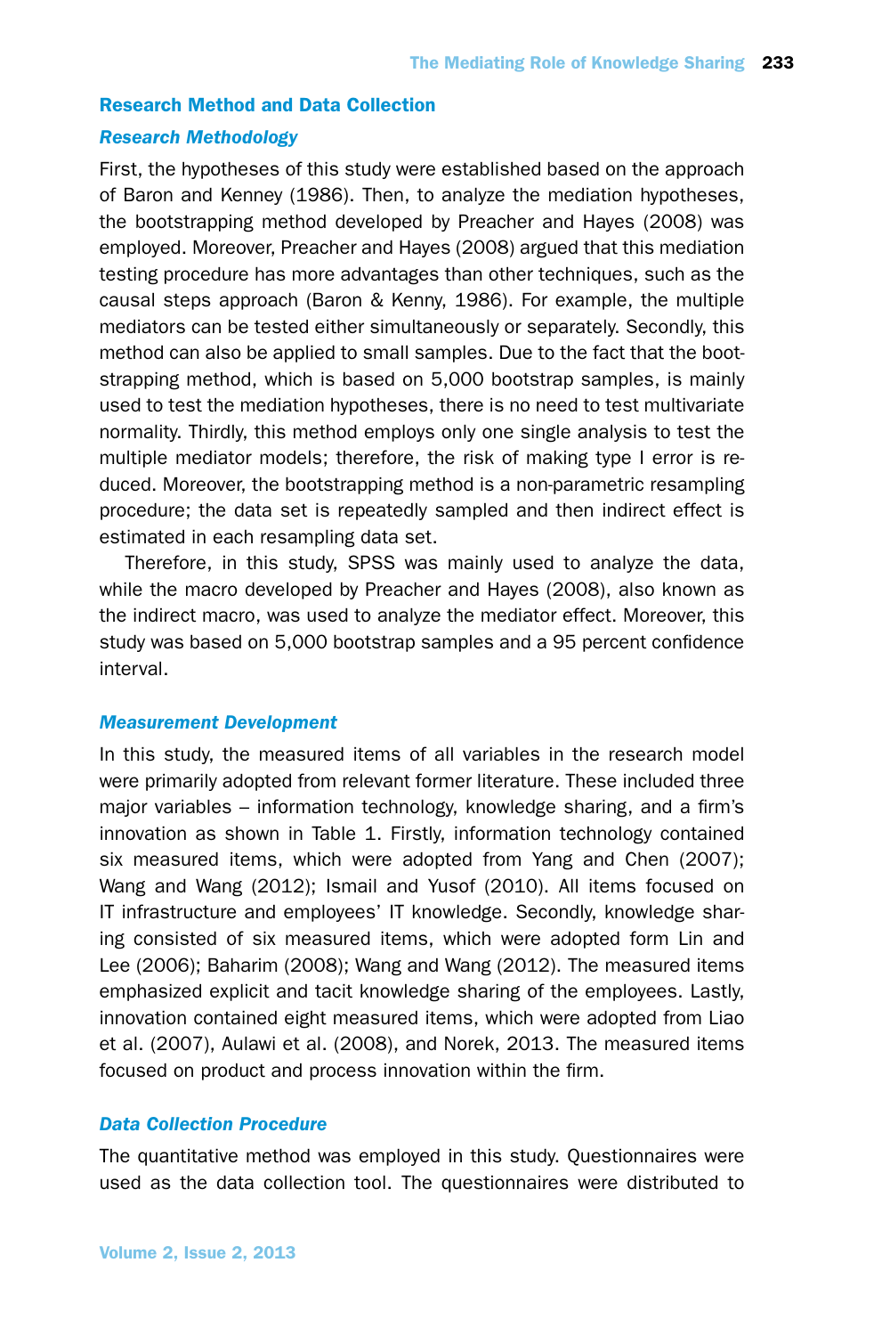## Research Method and Data Collection

### *Research Methodology*

First, the hypotheses of this study were established based on the approach of Baron and Kenney (1986). Then, to analyze the mediation hypotheses, the bootstrapping method developed by Preacher and Hayes (2008) was employed. Moreover, Preacher and Hayes (2008) argued that this mediation testing procedure has more advantages than other techniques, such as the causal steps approach (Baron & Kenny, 1986). For example, the multiple mediators can be tested either simultaneously or separately. Secondly, this method can also be applied to small samples. Due to the fact that the bootstrapping method, which is based on 5,000 bootstrap samples, is mainly used to test the mediation hypotheses, there is no need to test multivariate normality. Thirdly, this method employs only one single analysis to test the multiple mediator models; therefore, the risk of making type I error is reduced. Moreover, the bootstrapping method is a non-parametric resampling procedure; the data set is repeatedly sampled and then indirect effect is estimated in each resampling data set.

Therefore, in this study, SPSS was mainly used to analyze the data, while the macro developed by Preacher and Hayes (2008), also known as the indirect macro, was used to analyze the mediator effect. Moreover, this study was based on 5,000 bootstrap samples and a 95 percent confidence interval.

### *Measurement Development*

In this study, the measured items of all variables in the research model were primarily adopted from relevant former literature. These included three major variables – information technology, knowledge sharing, and a firm's innovation as shown in Table 1. Firstly, information technology contained six measured items, which were adopted from Yang and Chen (2007); Wang and Wang (2012); Ismail and Yusof (2010). All items focused on IT infrastructure and employees' IT knowledge. Secondly, knowledge sharing consisted of six measured items, which were adopted form Lin and Lee (2006); Baharim (2008); Wang and Wang (2012). The measured items emphasized explicit and tacit knowledge sharing of the employees. Lastly, innovation contained eight measured items, which were adopted from Liao et al. (2007), Aulawi et al. (2008), and Norek, 2013. The measured items focused on product and process innovation within the firm.

### *Data Collection Procedure*

The quantitative method was employed in this study. Questionnaires were used as the data collection tool. The questionnaires were distributed to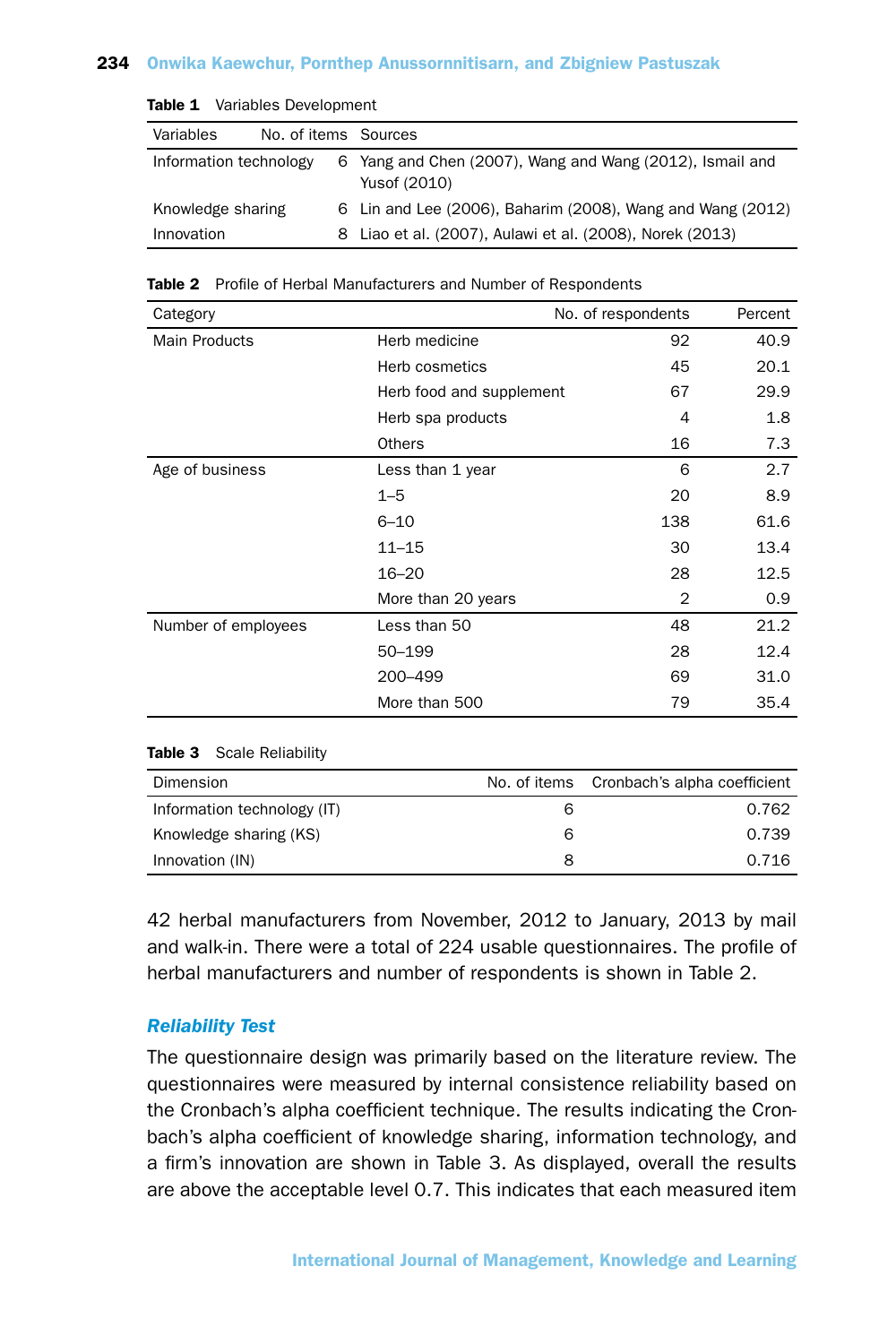**Table 1** Variables Development

| Variables | No. of items | Sources |
|---|---|---|
| Information technology | 6 | Yang and Chen (2007), Wang and Wang (2012), Ismail and Yusof (2010) |
| Knowledge sharing | 6 | Lin and Lee (2006), Baharim (2008), Wang and Wang (2012) |
| Innovation | 8 | Liao et al. (2007), Aulawi et al. (2008), Norek (2013) |

**Table 2** Profile of Herbal Manufacturers and Number of Respondents

| Category | | No. of respondents | Percent |
|---|---|---|---|
| Main Products | Herb medicine | 92 | 40.9 |
| | Herb cosmetics | 45 | 20.1 |
| | Herb food and supplement | 67 | 29.9 |
| | Herb spa products | 4 | 1.8 |
| | Others | 16 | 7.3 |
| Age of business | Less than 1 year | 6 | 2.7 |
| | 1–5 | 20 | 8.9 |
| | 6–10 | 138 | 61.6 |
| | 11–15 | 30 | 13.4 |
| | 16–20 | 28 | 12.5 |
| | More than 20 years | 2 | 0.9 |
| Number of employees | Less than 50 | 48 | 21.2 |
| | 50–199 | 28 | 12.4 |
| | 200–499 | 69 | 31.0 |
| | More than 500 | 79 | 35.4 |

**Table 3** Scale Reliability

| Dimension | No. of items | Cronbach's alpha coefficient |
|---|---|---|
| Information technology (IT) | 6 | 0.762 |
| Knowledge sharing (KS) | 6 | 0.739 |
| Innovation (IN) | 8 | 0.716 |

42 herbal manufacturers from November, 2012 to January, 2013 by mail and walk-in. There were a total of 224 usable questionnaires. The profile of herbal manufacturers and number of respondents is shown in Table 2.

### *Reliability Test*

The questionnaire design was primarily based on the literature review. The questionnaires were measured by internal consistence reliability based on the Cronbach's alpha coefficient technique. The results indicating the Cronbach's alpha coefficient of knowledge sharing, information technology, and a firm's innovation are shown in Table 3. As displayed, overall the results are above the acceptable level 0.7. This indicates that each measured item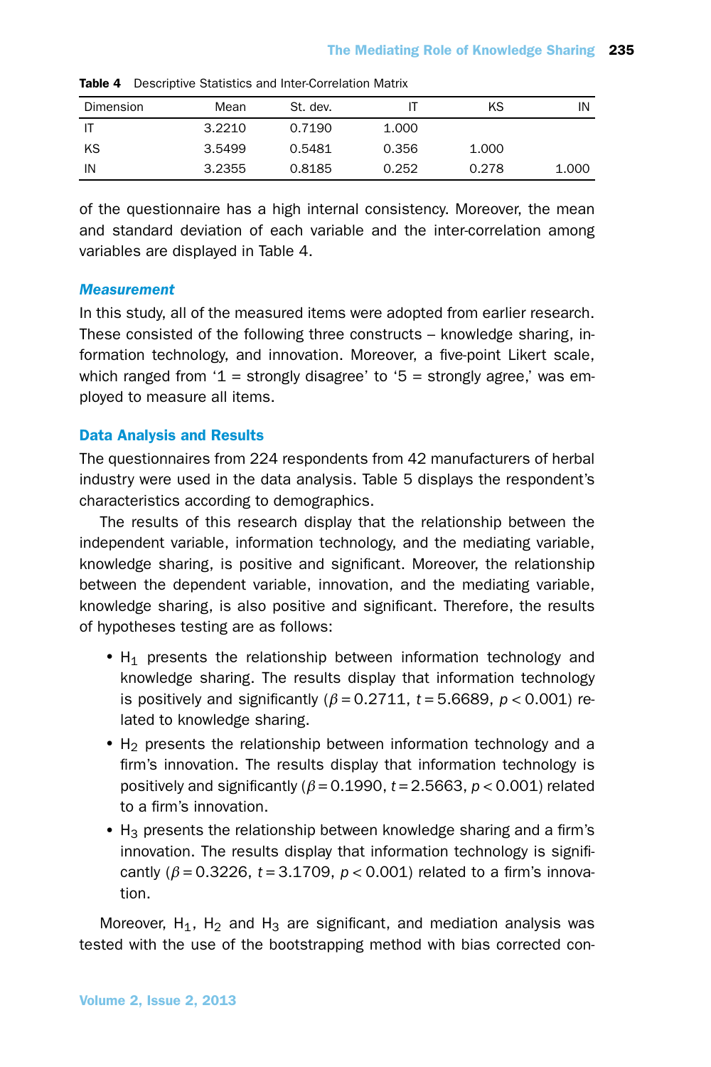**Table 4** Descriptive Statistics and Inter-Correlation Matrix

| Dimension | Mean | St. dev. | IT | KS | IN |
|---|---|---|---|---|---|
| IT | 3.2210 | 0.7190 | 1.000 | | |
| KS | 3.5499 | 0.5481 | 0.356 | 1.000 | |
| IN | 3.2355 | 0.8185 | 0.252 | 0.278 | 1.000 |

of the questionnaire has a high internal consistency. Moreover, the mean and standard deviation of each variable and the inter-correlation among variables are displayed in Table 4.

### *Measurement*

In this study, all of the measured items were adopted from earlier research. These consisted of the following three constructs – knowledge sharing, information technology, and innovation. Moreover, a five-point Likert scale, which ranged from '1 = strongly disagree' to '5 = strongly agree,' was employed to measure all items.

## Data Analysis and Results

The questionnaires from 224 respondents from 42 manufacturers of herbal industry were used in the data analysis. Table 5 displays the respondent's characteristics according to demographics.

The results of this research display that the relationship between the independent variable, information technology, and the mediating variable, knowledge sharing, is positive and significant. Moreover, the relationship between the dependent variable, innovation, and the mediating variable, knowledge sharing, is also positive and significant. Therefore, the results of hypotheses testing are as follows:

- $H_1$ presents the relationship between information technology and knowledge sharing. The results display that information technology is positively and significantly ($\beta = 0.2711$, $t = 5.6689$, $p < 0.001$) related to knowledge sharing.
- $H_2$ presents the relationship between information technology and a firm's innovation. The results display that information technology is positively and significantly ($\beta = 0.1990$, $t = 2.5663$, $p < 0.001$) related to a firm's innovation.
- $H_3$ presents the relationship between knowledge sharing and a firm's innovation. The results display that information technology is significantly ($\beta = 0.3226$, $t = 3.1709$, $p < 0.001$) related to a firm's innovation.

Moreover, $H_1$, $H_2$ and $H_3$ are significant, and mediation analysis was tested with the use of the bootstrapping method with bias corrected con-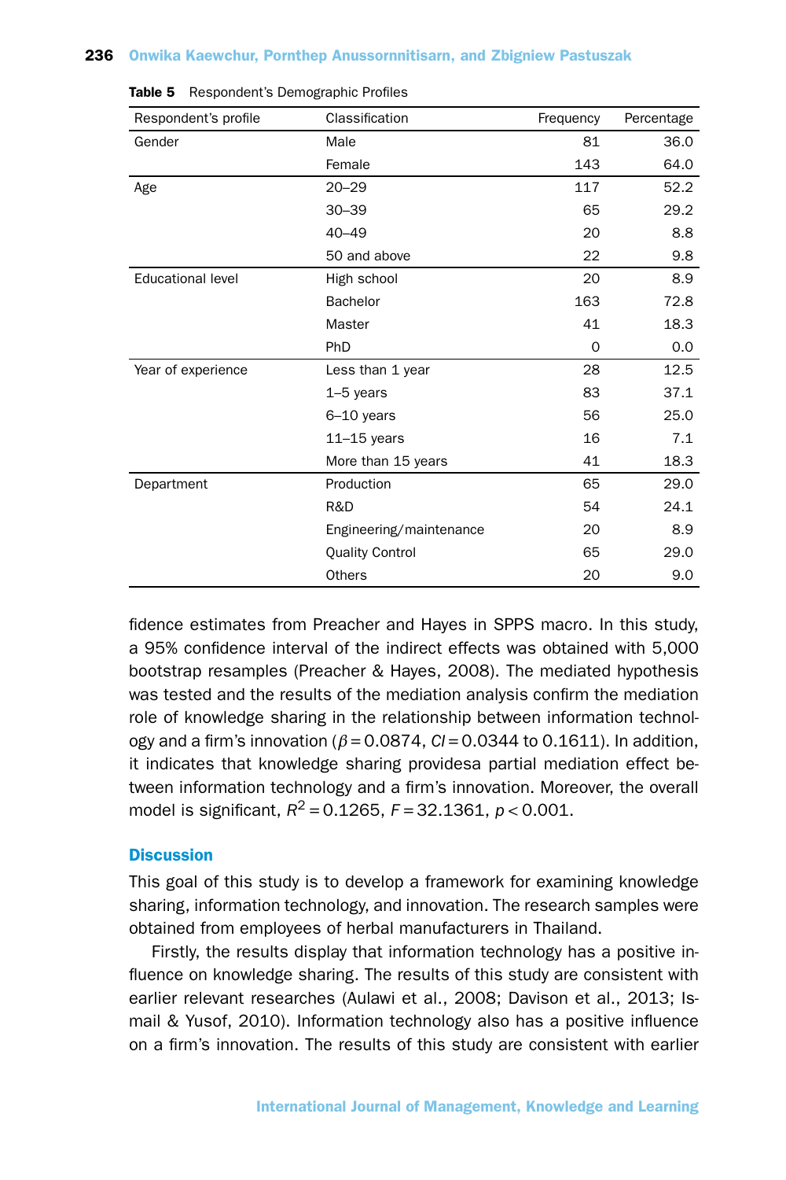**Table 5** Respondent's Demographic Profiles

| Respondent's profile | Classification | Frequency | Percentage |
|---|---|---|---|
| Gender | Male | 81 | 36.0 |
| | Female | 143 | 64.0 |
| Age | 20–29 | 117 | 52.2 |
| | 30–39 | 65 | 29.2 |
| | 40–49 | 20 | 8.8 |
| | 50 and above | 22 | 9.8 |
| Educational level | High school | 20 | 8.9 |
| | Bachelor | 163 | 72.8 |
| | Master | 41 | 18.3 |
| | PhD | 0 | 0.0 |
| Year of experience | Less than 1 year | 28 | 12.5 |
| | 1–5 years | 83 | 37.1 |
| | 6–10 years | 56 | 25.0 |
| | 11–15 years | 16 | 7.1 |
| | More than 15 years | 41 | 18.3 |
| Department | Production | 65 | 29.0 |
| | R&D | 54 | 24.1 |
| | Engineering/maintenance | 20 | 8.9 |
| | Quality Control | 65 | 29.0 |
| | Others | 20 | 9.0 |

fidence estimates from Preacher and Hayes in SPPS macro. In this study, a 95% confidence interval of the indirect effects was obtained with 5,000 bootstrap resamples (Preacher & Hayes, 2008). The mediated hypothesis was tested and the results of the mediation analysis confirm the mediation role of knowledge sharing in the relationship between information technology and a firm's innovation ($\beta = 0.0874$, $CI = 0.0344$ to $0.1611$). In addition, it indicates that knowledge sharing providesa partial mediation effect between information technology and a firm's innovation. Moreover, the overall model is significant, $R^2 = 0.1265$, $F = 32.1361$, $p < 0.001$.

## Discussion

This goal of this study is to develop a framework for examining knowledge sharing, information technology, and innovation. The research samples were obtained from employees of herbal manufacturers in Thailand.

Firstly, the results display that information technology has a positive influence on knowledge sharing. The results of this study are consistent with earlier relevant researches (Aulawi et al., 2008; Davison et al., 2013; Ismail & Yusof, 2010). Information technology also has a positive influence on a firm's innovation. The results of this study are consistent with earlier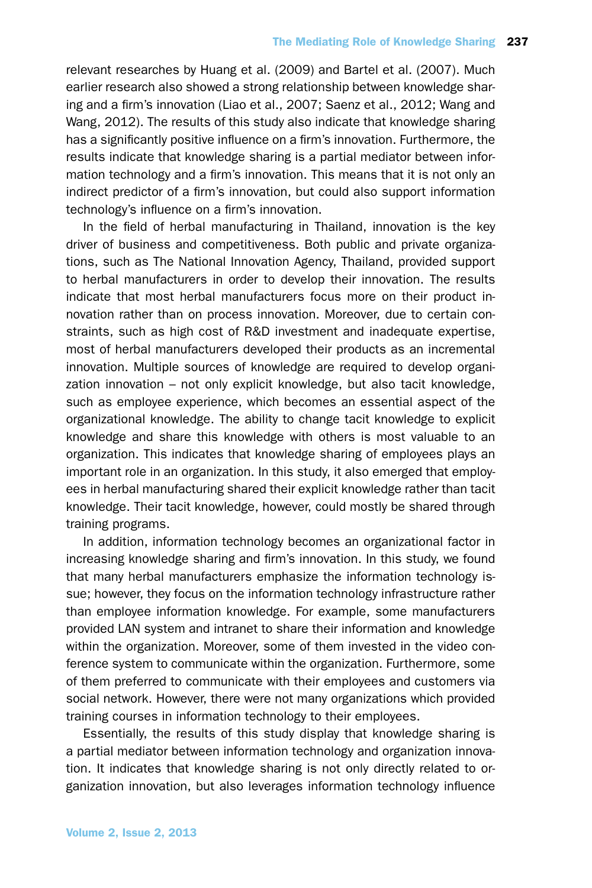relevant researches by Huang et al. (2009) and Bartel et al. (2007). Much earlier research also showed a strong relationship between knowledge sharing and a firm's innovation (Liao et al., 2007; Saenz et al., 2012; Wang and Wang, 2012). The results of this study also indicate that knowledge sharing has a significantly positive influence on a firm's innovation. Furthermore, the results indicate that knowledge sharing is a partial mediator between information technology and a firm's innovation. This means that it is not only an indirect predictor of a firm's innovation, but could also support information technology's influence on a firm's innovation.

In the field of herbal manufacturing in Thailand, innovation is the key driver of business and competitiveness. Both public and private organizations, such as The National Innovation Agency, Thailand, provided support to herbal manufacturers in order to develop their innovation. The results indicate that most herbal manufacturers focus more on their product innovation rather than on process innovation. Moreover, due to certain constraints, such as high cost of R&D investment and inadequate expertise, most of herbal manufacturers developed their products as an incremental innovation. Multiple sources of knowledge are required to develop organization innovation – not only explicit knowledge, but also tacit knowledge, such as employee experience, which becomes an essential aspect of the organizational knowledge. The ability to change tacit knowledge to explicit knowledge and share this knowledge with others is most valuable to an organization. This indicates that knowledge sharing of employees plays an important role in an organization. In this study, it also emerged that employees in herbal manufacturing shared their explicit knowledge rather than tacit knowledge. Their tacit knowledge, however, could mostly be shared through training programs.

In addition, information technology becomes an organizational factor in increasing knowledge sharing and firm's innovation. In this study, we found that many herbal manufacturers emphasize the information technology issue; however, they focus on the information technology infrastructure rather than employee information knowledge. For example, some manufacturers provided LAN system and intranet to share their information and knowledge within the organization. Moreover, some of them invested in the video conference system to communicate within the organization. Furthermore, some of them preferred to communicate with their employees and customers via social network. However, there were not many organizations which provided training courses in information technology to their employees.

Essentially, the results of this study display that knowledge sharing is a partial mediator between information technology and organization innovation. It indicates that knowledge sharing is not only directly related to organization innovation, but also leverages information technology influence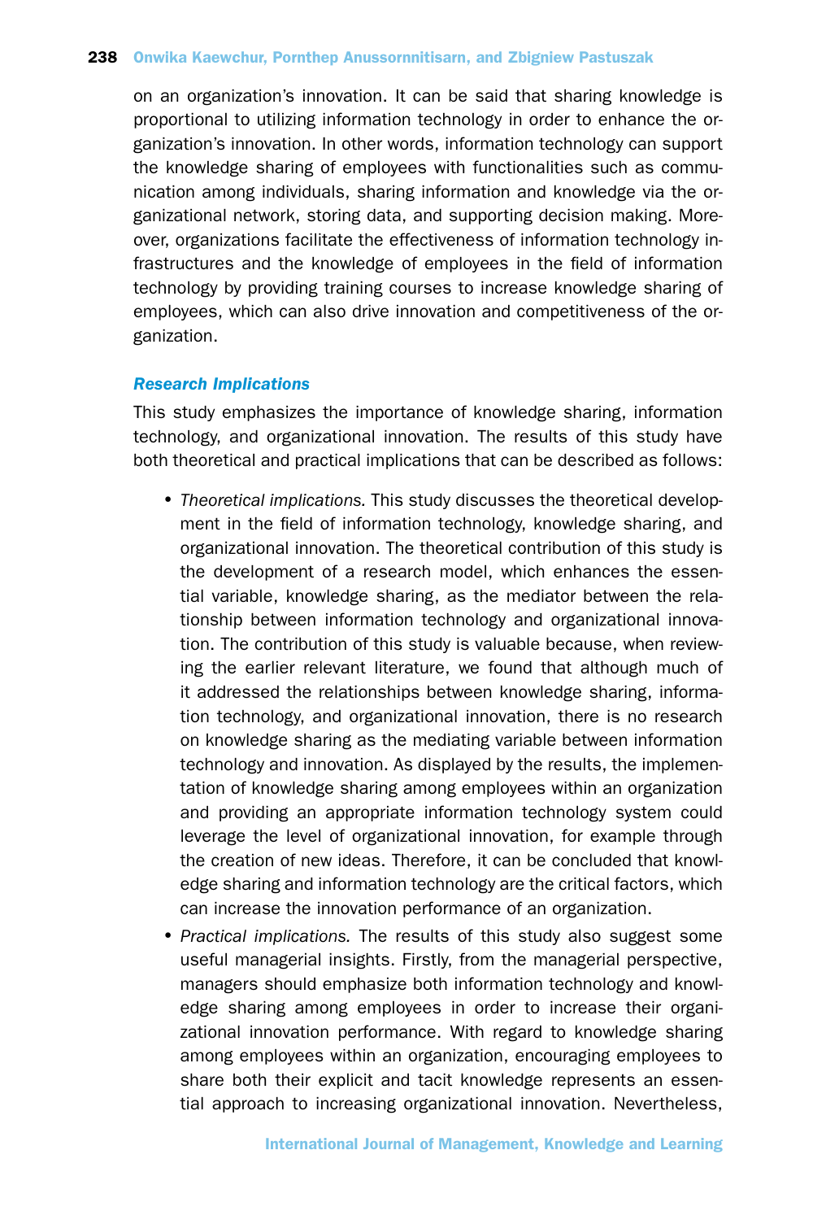on an organization's innovation. It can be said that sharing knowledge is proportional to utilizing information technology in order to enhance the organization's innovation. In other words, information technology can support the knowledge sharing of employees with functionalities such as communication among individuals, sharing information and knowledge via the organizational network, storing data, and supporting decision making. Moreover, organizations facilitate the effectiveness of information technology infrastructures and the knowledge of employees in the field of information technology by providing training courses to increase knowledge sharing of employees, which can also drive innovation and competitiveness of the organization.

### *Research Implications*

This study emphasizes the importance of knowledge sharing, information technology, and organizational innovation. The results of this study have both theoretical and practical implications that can be described as follows:

- *Theoretical implications.* This study discusses the theoretical development in the field of information technology, knowledge sharing, and organizational innovation. The theoretical contribution of this study is the development of a research model, which enhances the essential variable, knowledge sharing, as the mediator between the relationship between information technology and organizational innovation. The contribution of this study is valuable because, when reviewing the earlier relevant literature, we found that although much of it addressed the relationships between knowledge sharing, information technology, and organizational innovation, there is no research on knowledge sharing as the mediating variable between information technology and innovation. As displayed by the results, the implementation of knowledge sharing among employees within an organization and providing an appropriate information technology system could leverage the level of organizational innovation, for example through the creation of new ideas. Therefore, it can be concluded that knowledge sharing and information technology are the critical factors, which can increase the innovation performance of an organization.
- *Practical implications.* The results of this study also suggest some useful managerial insights. Firstly, from the managerial perspective, managers should emphasize both information technology and knowledge sharing among employees in order to increase their organizational innovation performance. With regard to knowledge sharing among employees within an organization, encouraging employees to share both their explicit and tacit knowledge represents an essential approach to increasing organizational innovation. Nevertheless,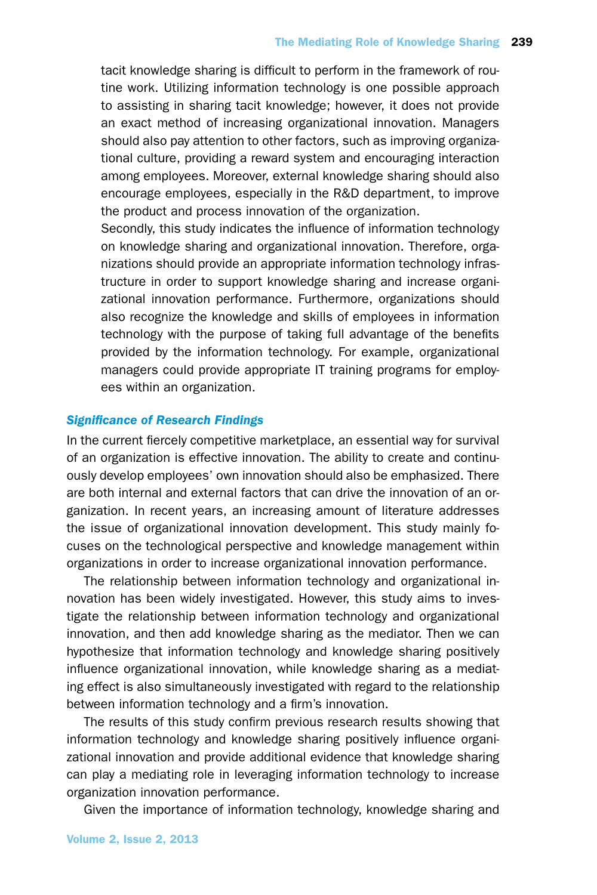tacit knowledge sharing is difficult to perform in the framework of routine work. Utilizing information technology is one possible approach to assisting in sharing tacit knowledge; however, it does not provide an exact method of increasing organizational innovation. Managers should also pay attention to other factors, such as improving organizational culture, providing a reward system and encouraging interaction among employees. Moreover, external knowledge sharing should also encourage employees, especially in the R&D department, to improve the product and process innovation of the organization.

Secondly, this study indicates the influence of information technology on knowledge sharing and organizational innovation. Therefore, organizations should provide an appropriate information technology infrastructure in order to support knowledge sharing and increase organizational innovation performance. Furthermore, organizations should also recognize the knowledge and skills of employees in information technology with the purpose of taking full advantage of the benefits provided by the information technology. For example, organizational managers could provide appropriate IT training programs for employees within an organization.

### *Significance of Research Findings*

In the current fiercely competitive marketplace, an essential way for survival of an organization is effective innovation. The ability to create and continuously develop employees' own innovation should also be emphasized. There are both internal and external factors that can drive the innovation of an organization. In recent years, an increasing amount of literature addresses the issue of organizational innovation development. This study mainly focuses on the technological perspective and knowledge management within organizations in order to increase organizational innovation performance.

The relationship between information technology and organizational innovation has been widely investigated. However, this study aims to investigate the relationship between information technology and organizational innovation, and then add knowledge sharing as the mediator. Then we can hypothesize that information technology and knowledge sharing positively influence organizational innovation, while knowledge sharing as a mediating effect is also simultaneously investigated with regard to the relationship between information technology and a firm's innovation.

The results of this study confirm previous research results showing that information technology and knowledge sharing positively influence organizational innovation and provide additional evidence that knowledge sharing can play a mediating role in leveraging information technology to increase organization innovation performance.

Given the importance of information technology, knowledge sharing and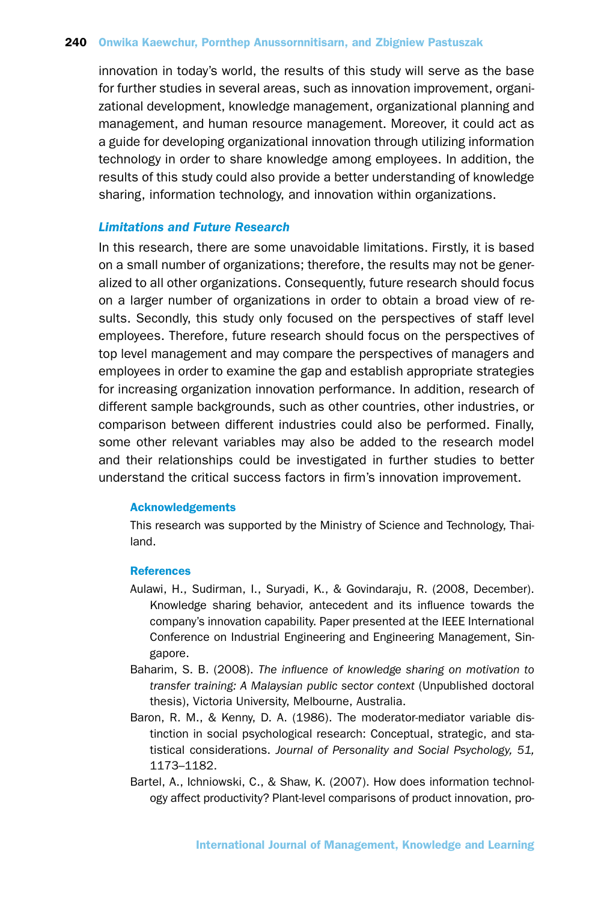innovation in today's world, the results of this study will serve as the base for further studies in several areas, such as innovation improvement, organizational development, knowledge management, organizational planning and management, and human resource management. Moreover, it could act as a guide for developing organizational innovation through utilizing information technology in order to share knowledge among employees. In addition, the results of this study could also provide a better understanding of knowledge sharing, information technology, and innovation within organizations.

### *Limitations and Future Research*

In this research, there are some unavoidable limitations. Firstly, it is based on a small number of organizations; therefore, the results may not be generalized to all other organizations. Consequently, future research should focus on a larger number of organizations in order to obtain a broad view of results. Secondly, this study only focused on the perspectives of staff level employees. Therefore, future research should focus on the perspectives of top level management and may compare the perspectives of managers and employees in order to examine the gap and establish appropriate strategies for increasing organization innovation performance. In addition, research of different sample backgrounds, such as other countries, other industries, or comparison between different industries could also be performed. Finally, some other relevant variables may also be added to the research model and their relationships could be investigated in further studies to better understand the critical success factors in firm's innovation improvement.

#### Acknowledgements

This research was supported by the Ministry of Science and Technology, Thailand.

#### References

Aulawi, H., Sudirman, I., Suryadi, K., & Govindaraju, R. (2008, December). Knowledge sharing behavior, antecedent and its influence towards the company's innovation capability. Paper presented at the IEEE International Conference on Industrial Engineering and Engineering Management, Singapore.

Baharim, S. B. (2008). *The influence of knowledge sharing on motivation to transfer training: A Malaysian public sector context* (Unpublished doctoral thesis), Victoria University, Melbourne, Australia.

Baron, R. M., & Kenny, D. A. (1986). The moderator-mediator variable distinction in social psychological research: Conceptual, strategic, and statistical considerations. *Journal of Personality and Social Psychology, 51,* 1173–1182.

Bartel, A., Ichniowski, C., & Shaw, K. (2007). How does information technology affect productivity? Plant-level comparisons of product innovation, pro-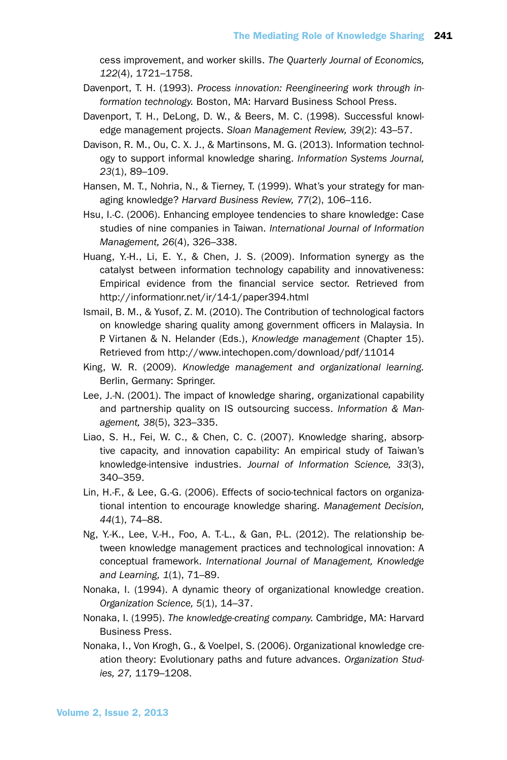cess improvement, and worker skills. *The Quarterly Journal of Economics, 122*(4), 1721–1758.

Davenport, T. H. (1993). *Process innovation: Reengineering work through information technology.* Boston, MA: Harvard Business School Press.

Davenport, T. H., DeLong, D. W., & Beers, M. C. (1998). Successful knowledge management projects. *Sloan Management Review, 39*(2): 43–57.

Davison, R. M., Ou, C. X. J., & Martinsons, M. G. (2013). Information technology to support informal knowledge sharing. *Information Systems Journal, 23*(1), 89–109.

Hansen, M. T., Nohria, N., & Tierney, T. (1999). What's your strategy for managing knowledge? *Harvard Business Review, 77*(2), 106–116.

Hsu, I.-C. (2006). Enhancing employee tendencies to share knowledge: Case studies of nine companies in Taiwan. *International Journal of Information Management, 26*(4), 326–338.

Huang, Y.-H., Li, E. Y., & Chen, J. S. (2009). Information synergy as the catalyst between information technology capability and innovativeness: Empirical evidence from the financial service sector. Retrieved from http://informationr.net/ir/14-1/paper394.html

Ismail, B. M., & Yusof, Z. M. (2010). The Contribution of technological factors on knowledge sharing quality among government officers in Malaysia. In P. Virtanen & N. Helander (Eds.), *Knowledge management* (Chapter 15). Retrieved from http://www.intechopen.com/download/pdf/11014

King, W. R. (2009). *Knowledge management and organizational learning.* Berlin, Germany: Springer.

Lee, J.-N. (2001). The impact of knowledge sharing, organizational capability and partnership quality on IS outsourcing success. *Information & Management, 38*(5), 323–335.

Liao, S. H., Fei, W. C., & Chen, C. C. (2007). Knowledge sharing, absorptive capacity, and innovation capability: An empirical study of Taiwan's knowledge-intensive industries. *Journal of Information Science, 33*(3), 340–359.

Lin, H.-F., & Lee, G.-G. (2006). Effects of socio-technical factors on organizational intention to encourage knowledge sharing. *Management Decision, 44*(1), 74–88.

Ng, Y.-K., Lee, V.-H., Foo, A. T.-L., & Gan, P.-L. (2012). The relationship between knowledge management practices and technological innovation: A conceptual framework. *International Journal of Management, Knowledge and Learning, 1*(1), 71–89.

Nonaka, I. (1994). A dynamic theory of organizational knowledge creation. *Organization Science, 5*(1), 14–37.

Nonaka, I. (1995). *The knowledge-creating company.* Cambridge, MA: Harvard Business Press.

Nonaka, I., Von Krogh, G., & Voelpel, S. (2006). Organizational knowledge creation theory: Evolutionary paths and future advances. *Organization Studies, 27,* 1179–1208.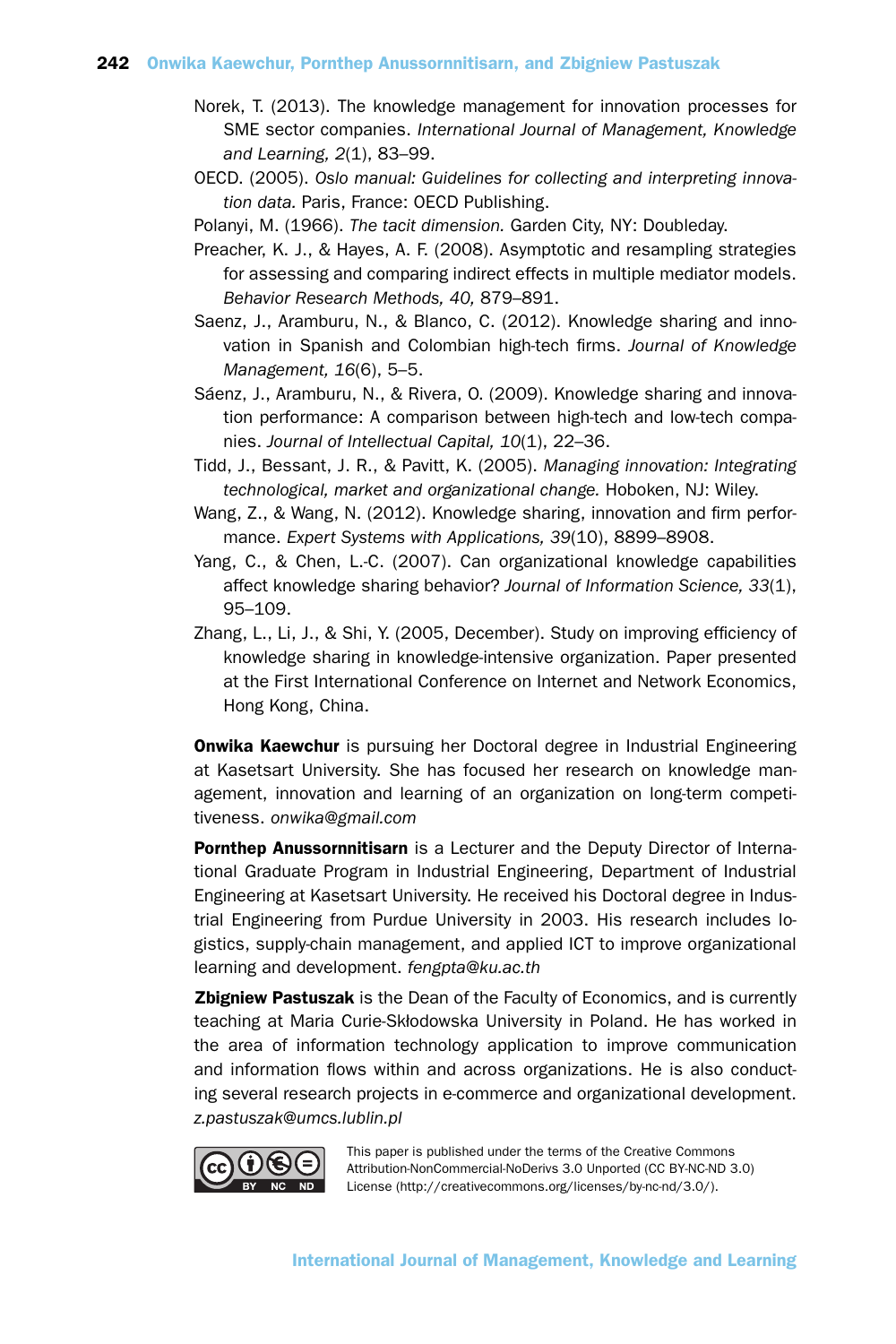Norek, T. (2013). The knowledge management for innovation processes for SME sector companies. *International Journal of Management, Knowledge and Learning, 2*(1), 83–99.

OECD. (2005). *Oslo manual: Guidelines for collecting and interpreting innovation data.* Paris, France: OECD Publishing.

Polanyi, M. (1966). *The tacit dimension.* Garden City, NY: Doubleday.

Preacher, K. J., & Hayes, A. F. (2008). Asymptotic and resampling strategies for assessing and comparing indirect effects in multiple mediator models. *Behavior Research Methods, 40,* 879–891.

Saenz, J., Aramburu, N., & Blanco, C. (2012). Knowledge sharing and innovation in Spanish and Colombian high-tech firms. *Journal of Knowledge Management, 16*(6), 5–5.

Sáenz, J., Aramburu, N., & Rivera, O. (2009). Knowledge sharing and innovation performance: A comparison between high-tech and low-tech companies. *Journal of Intellectual Capital, 10*(1), 22–36.

Tidd, J., Bessant, J. R., & Pavitt, K. (2005). *Managing innovation: Integrating technological, market and organizational change.* Hoboken, NJ: Wiley.

Wang, Z., & Wang, N. (2012). Knowledge sharing, innovation and firm performance. *Expert Systems with Applications, 39*(10), 8899–8908.

Yang, C., & Chen, L.-C. (2007). Can organizational knowledge capabilities affect knowledge sharing behavior? *Journal of Information Science, 33*(1), 95–109.

Zhang, L., Li, J., & Shi, Y. (2005, December). Study on improving efficiency of knowledge sharing in knowledge-intensive organization. Paper presented at the First International Conference on Internet and Network Economics, Hong Kong, China.

**Onwika Kaewchur** is pursuing her Doctoral degree in Industrial Engineering at Kasetsart University. She has focused her research on knowledge management, innovation and learning of an organization on long-term competitiveness. *onwika@gmail.com*

**Pornthep Anussornnitisarn** is a Lecturer and the Deputy Director of International Graduate Program in Industrial Engineering, Department of Industrial Engineering at Kasetsart University. He received his Doctoral degree in Industrial Engineering from Purdue University in 2003. His research includes logistics, supply-chain management, and applied ICT to improve organizational learning and development. *fengpta@ku.ac.th*

**Zbigniew Pastuszak** is the Dean of the Faculty of Economics, and is currently teaching at Maria Curie-Skłodowska University in Poland. He has worked in the area of information technology application to improve communication and information flows within and across organizations. He is also conducting several research projects in e-commerce and organizational development. *z.pastuszak@umcs.lublin.pl*

This paper is published under the terms of the Creative Commons Attribution-NonCommercial-NoDerivs 3.0 Unported (CC BY-NC-ND 3.0) License (http://creativecommons.org/licenses/by-nc-nd/3.0/).